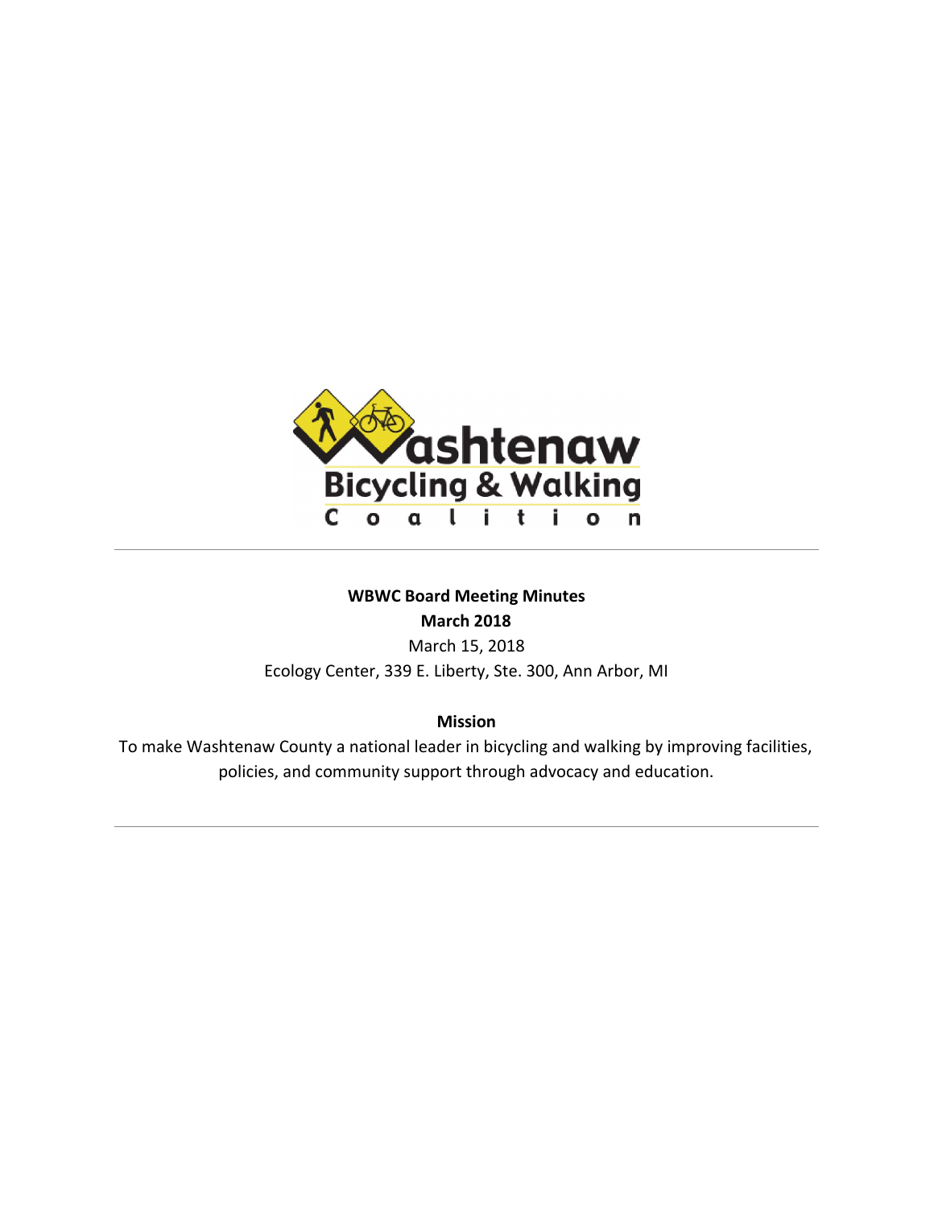**WBWC Board Meeting Minutes**

**March 2018**

March 15, 2018

Ecology Center, 339 E. Liberty, Ste. 300, Ann Arbor, MI

**Mission**

To make Washtenaw County a national leader in bicycling and walking by improving facilities, policies, and community support through advocacy and education.

---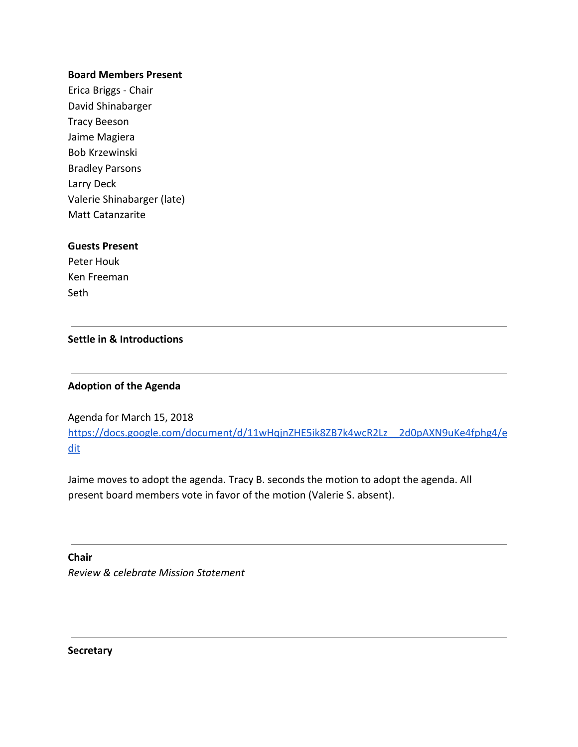**Board Members Present**

Erica Briggs - Chair
David Shinabarger
Tracy Beeson
Jaime Magiera
Bob Krzewinski
Bradley Parsons
Larry Deck
Valerie Shinabarger (late)
Matt Catanzarite

**Guests Present**

Peter Houk
Ken Freeman
Seth

---

**Settle in & Introductions**

---

**Adoption of the Agenda**

Agenda for March 15, 2018
[https://docs.google.com/document/d/11wHqjnZHE5ik8ZB7k4wcR2Lz__2d0pAXN9uKe4fphg4/edit](https://docs.google.com/document/d/11wHqjnZHE5ik8ZB7k4wcR2Lz__2d0pAXN9uKe4fphg4/edit)

Jaime moves to adopt the agenda. Tracy B. seconds the motion to adopt the agenda. All present board members vote in favor of the motion (Valerie S. absent).

---

**Chair**

*Review & celebrate Mission Statement*

---

**Secretary**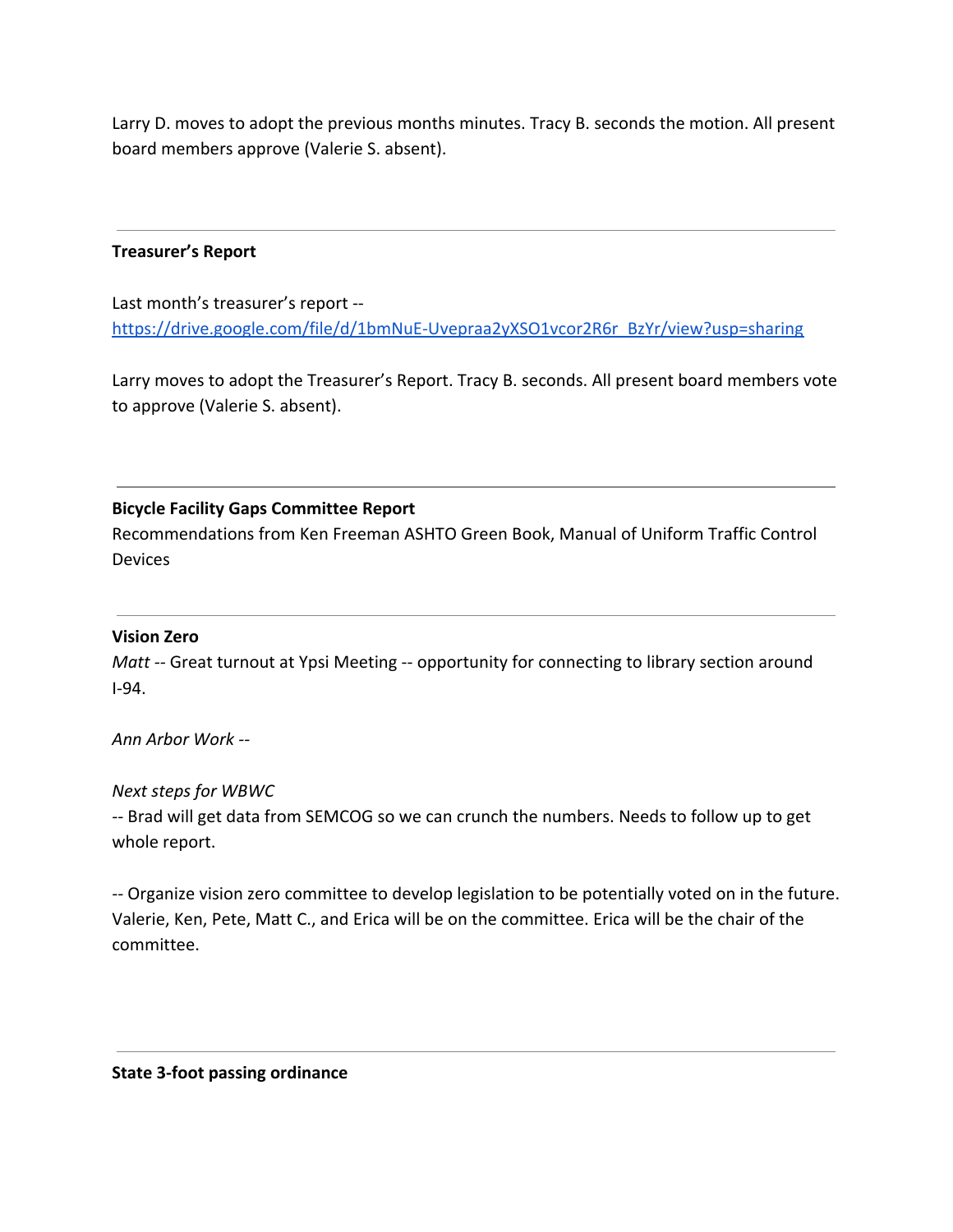Larry D. moves to adopt the previous months minutes. Tracy B. seconds the motion. All present board members approve (Valerie S. absent).

---

**Treasurer's Report**

Last month's treasurer's report -- [https://drive.google.com/file/d/1bmNuE-Uvepraa2yXSO1vcor2R6r_BzYr/view?usp=sharing](https://drive.google.com/file/d/1bmNuE-Uvepraa2yXSO1vcor2R6r_BzYr/view?usp=sharing)

Larry moves to adopt the Treasurer's Report. Tracy B. seconds. All present board members vote to approve (Valerie S. absent).

---

**Bicycle Facility Gaps Committee Report**

Recommendations from Ken Freeman ASHTO Green Book, Manual of Uniform Traffic Control Devices

---

**Vision Zero**

*Matt* -- Great turnout at Ypsi Meeting -- opportunity for connecting to library section around I-94.

*Ann Arbor Work* --

*Next steps for WBWC*

-- Brad will get data from SEMCOG so we can crunch the numbers. Needs to follow up to get whole report.

-- Organize vision zero committee to develop legislation to be potentially voted on in the future. Valerie, Ken, Pete, Matt C., and Erica will be on the committee. Erica will be the chair of the committee.

---

**State 3-foot passing ordinance**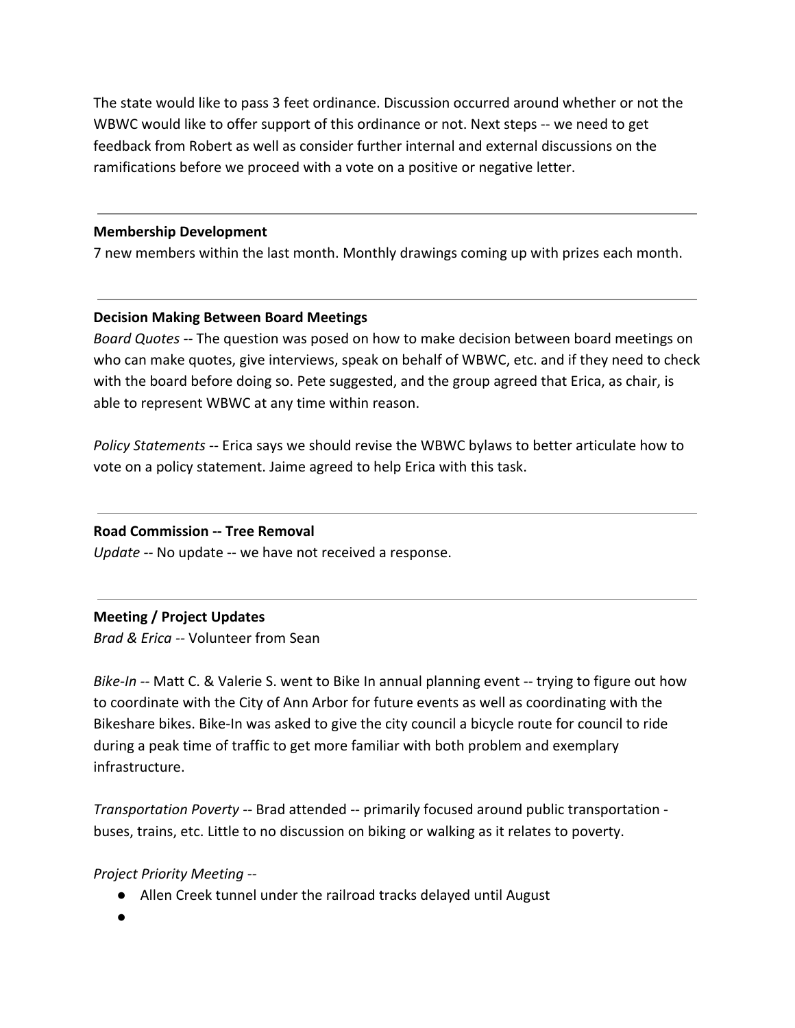The state would like to pass 3 feet ordinance. Discussion occurred around whether or not the WBWC would like to offer support of this ordinance or not. Next steps -- we need to get feedback from Robert as well as consider further internal and external discussions on the ramifications before we proceed with a vote on a positive or negative letter.

---

**Membership Development**
7 new members within the last month. Monthly drawings coming up with prizes each month.

---

**Decision Making Between Board Meetings**
*Board Quotes* -- The question was posed on how to make decision between board meetings on who can make quotes, give interviews, speak on behalf of WBWC, etc. and if they need to check with the board before doing so. Pete suggested, and the group agreed that Erica, as chair, is able to represent WBWC at any time within reason.

*Policy Statements* -- Erica says we should revise the WBWC bylaws to better articulate how to vote on a policy statement. Jaime agreed to help Erica with this task.

---

**Road Commission -- Tree Removal**
*Update* -- No update -- we have not received a response.

---

**Meeting / Project Updates**
*Brad & Erica* -- Volunteer from Sean

*Bike-In* -- Matt C. & Valerie S. went to Bike In annual planning event -- trying to figure out how to coordinate with the City of Ann Arbor for future events as well as coordinating with the Bikeshare bikes. Bike-In was asked to give the city council a bicycle route for council to ride during a peak time of traffic to get more familiar with both problem and exemplary infrastructure.

*Transportation Poverty* -- Brad attended -- primarily focused around public transportation - buses, trains, etc. Little to no discussion on biking or walking as it relates to poverty.

*Project Priority Meeting* --

- Allen Creek tunnel under the railroad tracks delayed until August
-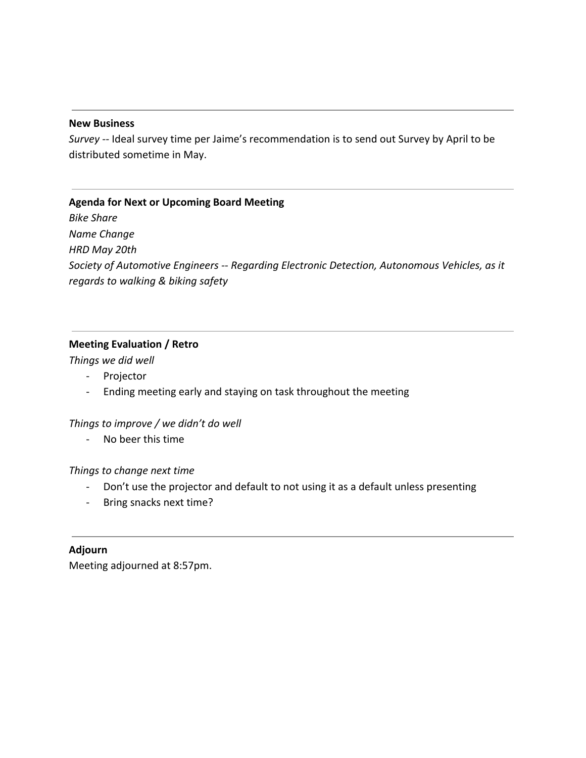---

**New Business**

*Survey* -- Ideal survey time per Jaime's recommendation is to send out Survey by April to be distributed sometime in May.

---

**Agenda for Next or Upcoming Board Meeting**

*Bike Share*
*Name Change*
*HRD May 20th*
*Society of Automotive Engineers -- Regarding Electronic Detection, Autonomous Vehicles, as it regards to walking & biking safety*

---

**Meeting Evaluation / Retro**

*Things we did well*

- Projector
- Ending meeting early and staying on task throughout the meeting

*Things to improve / we didn't do well*

- No beer this time

*Things to change next time*

- Don't use the projector and default to not using it as a default unless presenting
- Bring snacks next time?

---

**Adjourn**

Meeting adjourned at 8:57pm.